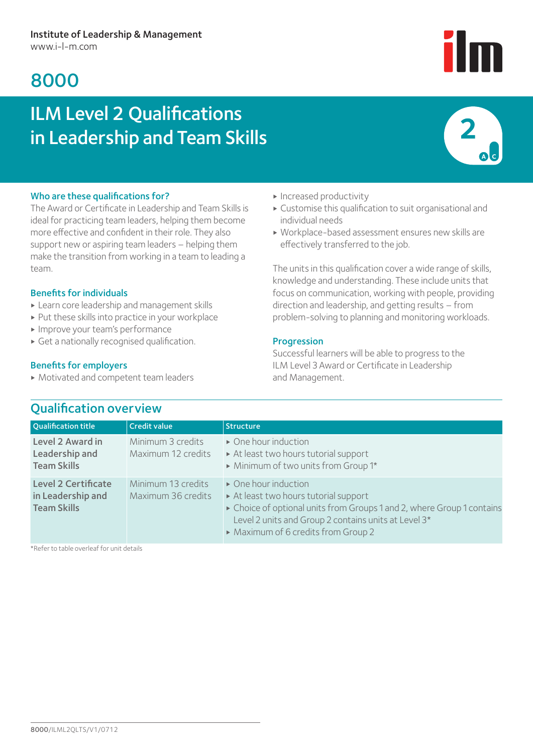Institute of Leadership & Management
www.i-l-m.com

# 8000

# ILM Level 2 Qualifications in Leadership and Team Skills

### Who are these qualifications for?

The Award or Certificate in Leadership and Team Skills is ideal for practicing team leaders, helping them become more effective and confident in their role. They also support new or aspiring team leaders – helping them make the transition from working in a team to leading a team.

### Benefits for individuals

- Learn core leadership and management skills
- Put these skills into practice in your workplace
- Improve your team's performance
- Get a nationally recognised qualification.

### Benefits for employers

- Motivated and competent team leaders
- Increased productivity
- Customise this qualification to suit organisational and individual needs
- Workplace-based assessment ensures new skills are effectively transferred to the job.

The units in this qualification cover a wide range of skills, knowledge and understanding. These include units that focus on communication, working with people, providing direction and leadership, and getting results – from problem-solving to planning and monitoring workloads.

### Progression

Successful learners will be able to progress to the ILM Level 3 Award or Certificate in Leadership and Management.

## Qualification overview

| Qualification title | Credit value | Structure |
|---|---|---|
| **Level 2 Award in Leadership and Team Skills** | Minimum 3 credits<br>Maximum 12 credits | ‣ One hour induction<br>‣ At least two hours tutorial support<br>‣ Minimum of two units from Group 1* |
| **Level 2 Certificate in Leadership and Team Skills** | Minimum 13 credits<br>Maximum 36 credits | ‣ One hour induction<br>‣ At least two hours tutorial support<br>‣ Choice of optional units from Groups 1 and 2, where Group 1 contains Level 2 units and Group 2 contains units at Level 3*<br>‣ Maximum of 6 credits from Group 2 |

*Refer to table overleaf for unit details

8000/ILML2QLTS/V1/0712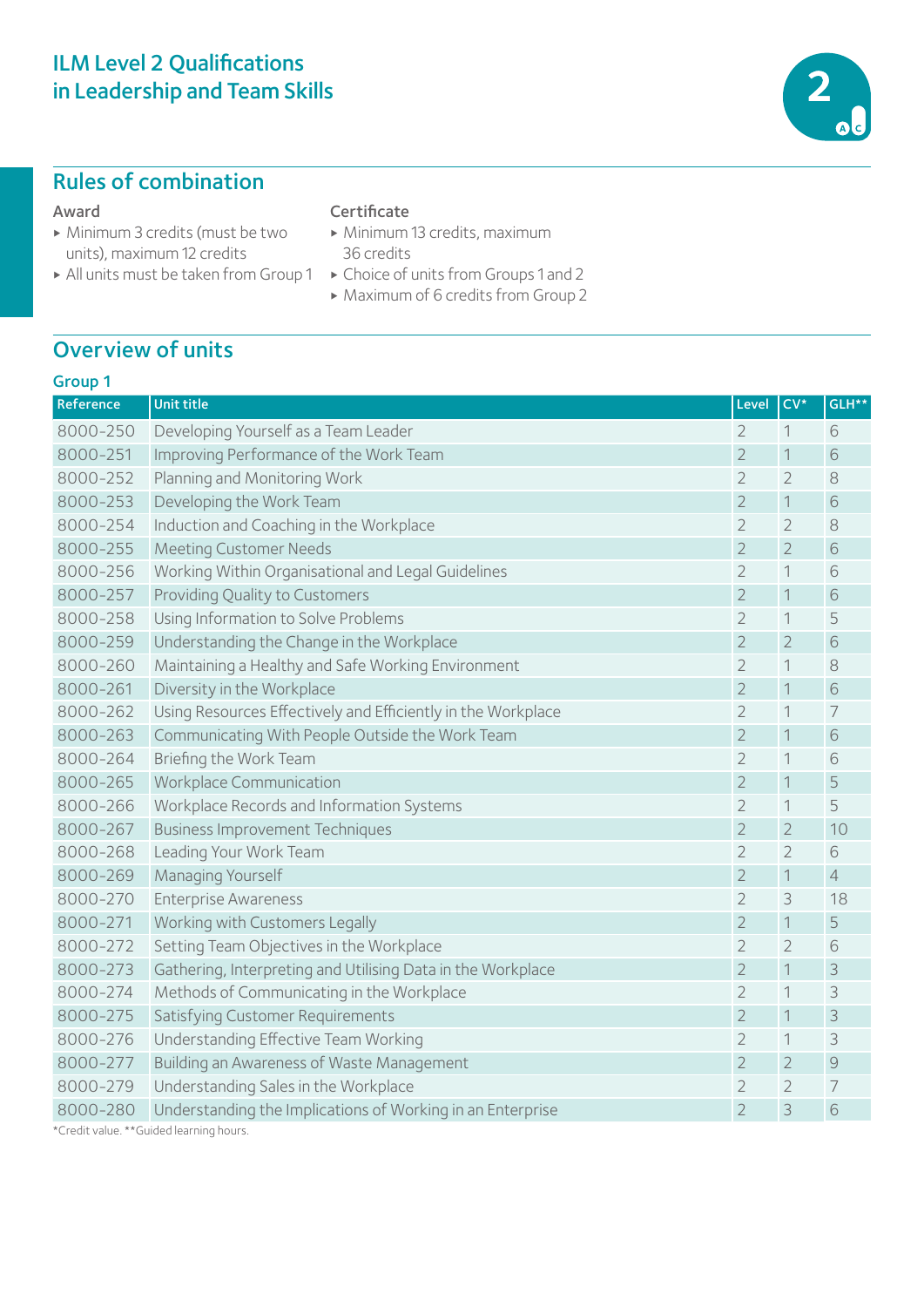# ILM Level 2 Qualifications in Leadership and Team Skills

## Rules of combination

### Award

- Minimum 3 credits (must be two units), maximum 12 credits
- All units must be taken from Group 1

### Certificate

- Minimum 13 credits, maximum 36 credits
- Choice of units from Groups 1 and 2
- Maximum of 6 credits from Group 2

## Overview of units

### Group 1

| Reference | Unit title | Level | CV* | GLH** |
|---|---|---|---|---|
| 8000-250 | Developing Yourself as a Team Leader | 2 | 1 | 6 |
| 8000-251 | Improving Performance of the Work Team | 2 | 1 | 6 |
| 8000-252 | Planning and Monitoring Work | 2 | 2 | 8 |
| 8000-253 | Developing the Work Team | 2 | 1 | 6 |
| 8000-254 | Induction and Coaching in the Workplace | 2 | 2 | 8 |
| 8000-255 | Meeting Customer Needs | 2 | 2 | 6 |
| 8000-256 | Working Within Organisational and Legal Guidelines | 2 | 1 | 6 |
| 8000-257 | Providing Quality to Customers | 2 | 1 | 6 |
| 8000-258 | Using Information to Solve Problems | 2 | 1 | 5 |
| 8000-259 | Understanding the Change in the Workplace | 2 | 2 | 6 |
| 8000-260 | Maintaining a Healthy and Safe Working Environment | 2 | 1 | 8 |
| 8000-261 | Diversity in the Workplace | 2 | 1 | 6 |
| 8000-262 | Using Resources Effectively and Efficiently in the Workplace | 2 | 1 | 7 |
| 8000-263 | Communicating With People Outside the Work Team | 2 | 1 | 6 |
| 8000-264 | Briefing the Work Team | 2 | 1 | 6 |
| 8000-265 | Workplace Communication | 2 | 1 | 5 |
| 8000-266 | Workplace Records and Information Systems | 2 | 1 | 5 |
| 8000-267 | Business Improvement Techniques | 2 | 2 | 10 |
| 8000-268 | Leading Your Work Team | 2 | 2 | 6 |
| 8000-269 | Managing Yourself | 2 | 1 | 4 |
| 8000-270 | Enterprise Awareness | 2 | 3 | 18 |
| 8000-271 | Working with Customers Legally | 2 | 1 | 5 |
| 8000-272 | Setting Team Objectives in the Workplace | 2 | 2 | 6 |
| 8000-273 | Gathering, Interpreting and Utilising Data in the Workplace | 2 | 1 | 3 |
| 8000-274 | Methods of Communicating in the Workplace | 2 | 1 | 3 |
| 8000-275 | Satisfying Customer Requirements | 2 | 1 | 3 |
| 8000-276 | Understanding Effective Team Working | 2 | 1 | 3 |
| 8000-277 | Building an Awareness of Waste Management | 2 | 2 | 9 |
| 8000-279 | Understanding Sales in the Workplace | 2 | 2 | 7 |
| 8000-280 | Understanding the Implications of Working in an Enterprise | 2 | 3 | 6 |

*Credit value. **Guided learning hours.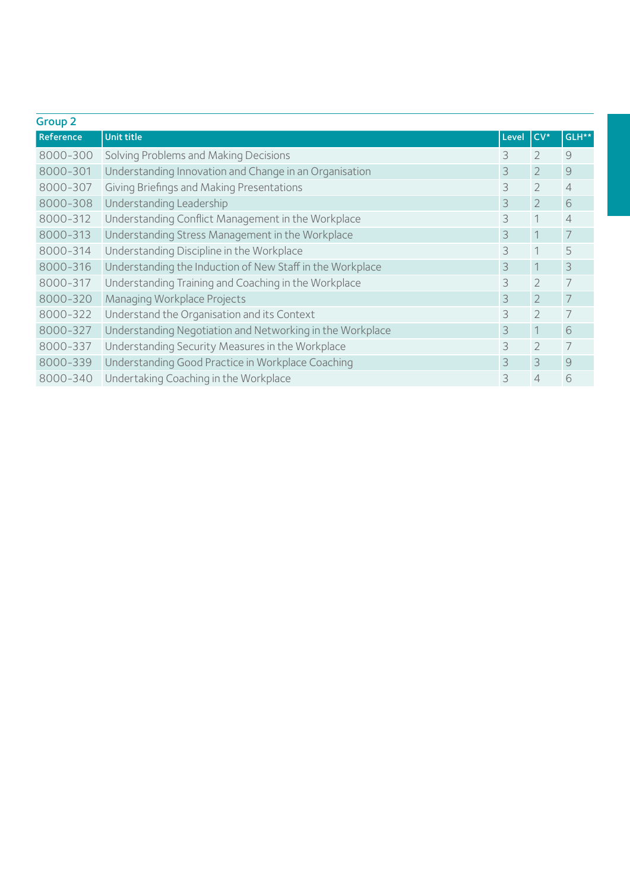## Group 2

| Reference | Unit title | Level | CV* | GLH** |
|---|---|---|---|---|
| 8000-300 | Solving Problems and Making Decisions | 3 | 2 | 9 |
| 8000-301 | Understanding Innovation and Change in an Organisation | 3 | 2 | 9 |
| 8000-307 | Giving Briefings and Making Presentations | 3 | 2 | 4 |
| 8000-308 | Understanding Leadership | 3 | 2 | 6 |
| 8000-312 | Understanding Conflict Management in the Workplace | 3 | 1 | 4 |
| 8000-313 | Understanding Stress Management in the Workplace | 3 | 1 | 7 |
| 8000-314 | Understanding Discipline in the Workplace | 3 | 1 | 5 |
| 8000-316 | Understanding the Induction of New Staff in the Workplace | 3 | 1 | 3 |
| 8000-317 | Understanding Training and Coaching in the Workplace | 3 | 2 | 7 |
| 8000-320 | Managing Workplace Projects | 3 | 2 | 7 |
| 8000-322 | Understand the Organisation and its Context | 3 | 2 | 7 |
| 8000-327 | Understanding Negotiation and Networking in the Workplace | 3 | 1 | 6 |
| 8000-337 | Understanding Security Measures in the Workplace | 3 | 2 | 7 |
| 8000-339 | Understanding Good Practice in Workplace Coaching | 3 | 3 | 9 |
| 8000-340 | Undertaking Coaching in the Workplace | 3 | 4 | 6 |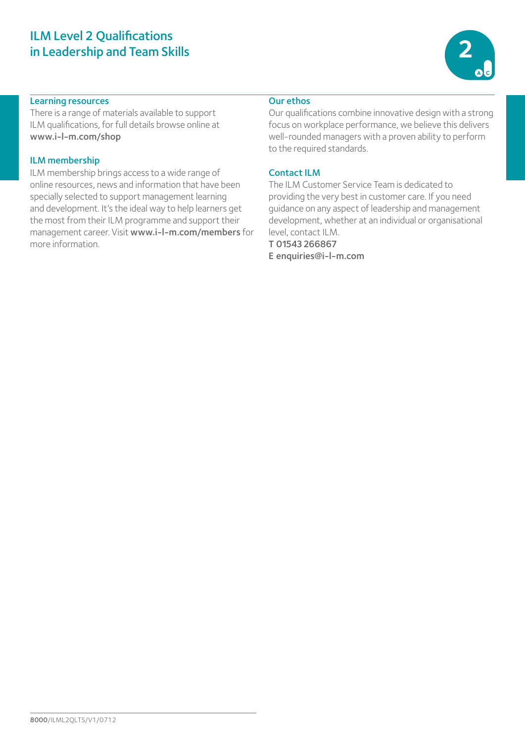## Learning resources

There is a range of materials available to support ILM qualifications, for full details browse online at **www.i-l-m.com/shop**

## ILM membership

ILM membership brings access to a wide range of online resources, news and information that have been specially selected to support management learning and development. It's the ideal way to help learners get the most from their ILM programme and support their management career. Visit **www.i-l-m.com/members** for more information.

## Our ethos

Our qualifications combine innovative design with a strong focus on workplace performance, we believe this delivers well-rounded managers with a proven ability to perform to the required standards.

## Contact ILM

The ILM Customer Service Team is dedicated to providing the very best in customer care. If you need guidance on any aspect of leadership and management development, whether at an individual or organisational level, contact ILM.

**T 01543 266867**
**E enquiries@i-l-m.com**

**8000**/ILML2QLTS/V1/0712